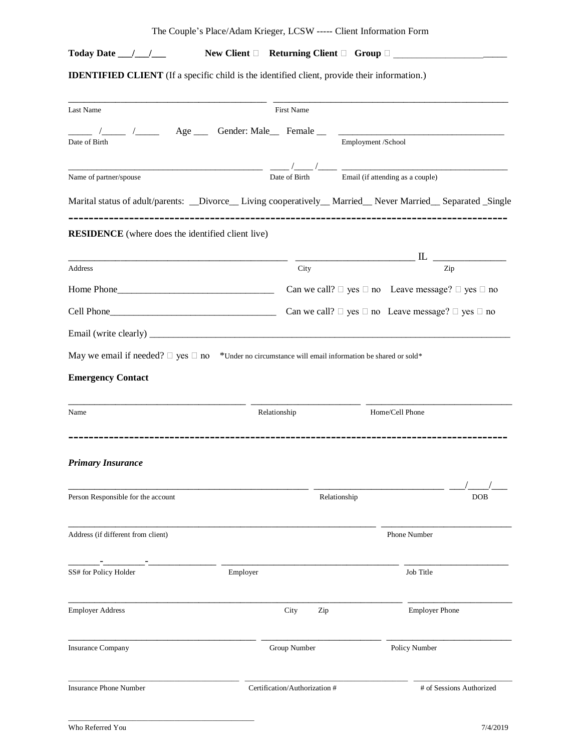The Couple's Place/Adam Krieger, LCSW ----- Client Information Form

**Today Date** ___/___/___ **New Client** ☐ **Returning Client** ☐ **Group** ☐ ________________________

**IDENTIFIED CLIENT** (If a specific child is the identified client, provide their information.)

________________________________________ ________________________________________
Last Name First Name

_____ /_____ /_____ Age ___ Gender: Male__ Female __ ___________________________________
Date of Birth Employment /School

________________________________________ ____ /____ /____ ___________________________________
Name of partner/spouse Date of Birth Email (if attending as a couple)

Marital status of adult/parents: __Divorce__ Living cooperatively__ Married__ Never Married__ Separated _Single

---

**RESIDENCE** (where does the identified client live)

________________________________________ ________________________ IL _______________
Address City Zip

Home Phone________________________________ Can we call? ☐ yes ☐ no Leave message? ☐ yes ☐ no

Cell Phone__________________________________ Can we call? ☐ yes ☐ no Leave message? ☐ yes ☐ no

Email (write clearly) ______________________________________________________________________

May we email if needed? ☐ yes ☐ no *Under no circumstance will email information be shared or sold*

**Emergency Contact**

________________________________ ______________________ ______________________________
Name Relationship Home/Cell Phone

---

***Primary Insurance***

______________________________________________ __________________________ ___/____/___
Person Responsible for the account Relationship DOB

________________________________________________________________ ___________________________
Address (if different from client) Phone Number

_______-_________-______________ ____________________________________ ______________________
SS# for Policy Holder Employer Job Title

____________________________________________________________________ _____________________
Employer Address City Zip Employer Phone

________________________________________ _________________________ ___________________________
Insurance Company Group Number Policy Number

________________________________________ __________________________________ _____________________
Insurance Phone Number Certification/Authorization # # of Sessions Authorized

________________________________________
Who Referred You

7/4/2019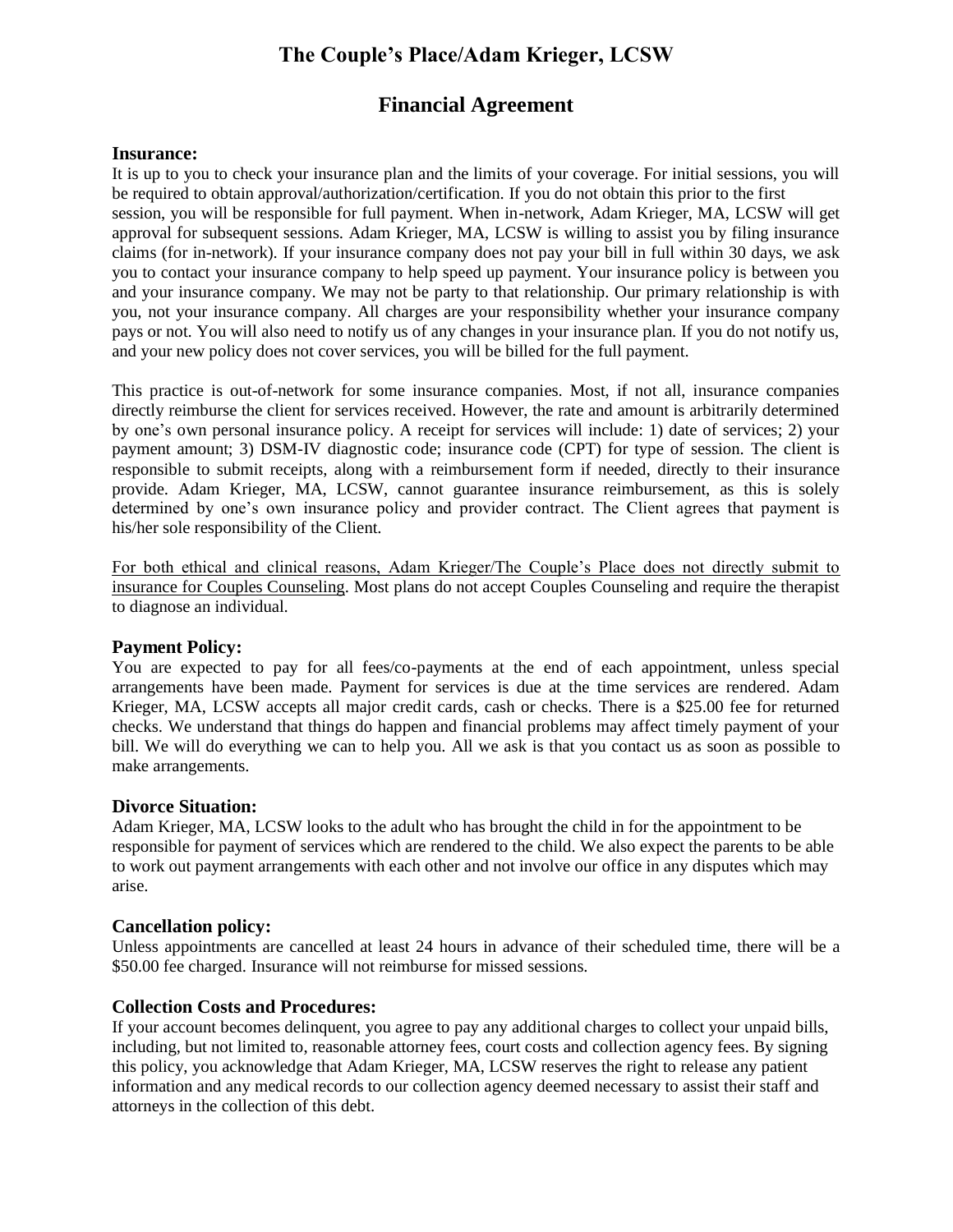# The Couple's Place/Adam Krieger, LCSW

## Financial Agreement

### Insurance:

It is up to you to check your insurance plan and the limits of your coverage. For initial sessions, you will be required to obtain approval/authorization/certification. If you do not obtain this prior to the first session, you will be responsible for full payment. When in-network, Adam Krieger, MA, LCSW will get approval for subsequent sessions. Adam Krieger, MA, LCSW is willing to assist you by filing insurance claims (for in-network). If your insurance company does not pay your bill in full within 30 days, we ask you to contact your insurance company to help speed up payment. Your insurance policy is between you and your insurance company. We may not be party to that relationship. Our primary relationship is with you, not your insurance company. All charges are your responsibility whether your insurance company pays or not. You will also need to notify us of any changes in your insurance plan. If you do not notify us, and your new policy does not cover services, you will be billed for the full payment.

This practice is out-of-network for some insurance companies. Most, if not all, insurance companies directly reimburse the client for services received. However, the rate and amount is arbitrarily determined by one's own personal insurance policy. A receipt for services will include: 1) date of services; 2) your payment amount; 3) DSM-IV diagnostic code; insurance code (CPT) for type of session. The client is responsible to submit receipts, along with a reimbursement form if needed, directly to their insurance provide. Adam Krieger, MA, LCSW, cannot guarantee insurance reimbursement, as this is solely determined by one's own insurance policy and provider contract. The Client agrees that payment is his/her sole responsibility of the Client.

<u>For both ethical and clinical reasons, Adam Krieger/The Couple's Place does not directly submit to insurance for Couples Counseling</u>. Most plans do not accept Couples Counseling and require the therapist to diagnose an individual.

### Payment Policy:

You are expected to pay for all fees/co-payments at the end of each appointment, unless special arrangements have been made. Payment for services is due at the time services are rendered. Adam Krieger, MA, LCSW accepts all major credit cards, cash or checks. There is a $25.00 fee for returned checks. We understand that things do happen and financial problems may affect timely payment of your bill. We will do everything we can to help you. All we ask is that you contact us as soon as possible to make arrangements.

### Divorce Situation:

Adam Krieger, MA, LCSW looks to the adult who has brought the child in for the appointment to be responsible for payment of services which are rendered to the child. We also expect the parents to be able to work out payment arrangements with each other and not involve our office in any disputes which may arise.

### Cancellation policy:

Unless appointments are cancelled at least 24 hours in advance of their scheduled time, there will be a $50.00 fee charged. Insurance will not reimburse for missed sessions.

### Collection Costs and Procedures:

If your account becomes delinquent, you agree to pay any additional charges to collect your unpaid bills, including, but not limited to, reasonable attorney fees, court costs and collection agency fees. By signing this policy, you acknowledge that Adam Krieger, MA, LCSW reserves the right to release any patient information and any medical records to our collection agency deemed necessary to assist their staff and attorneys in the collection of this debt.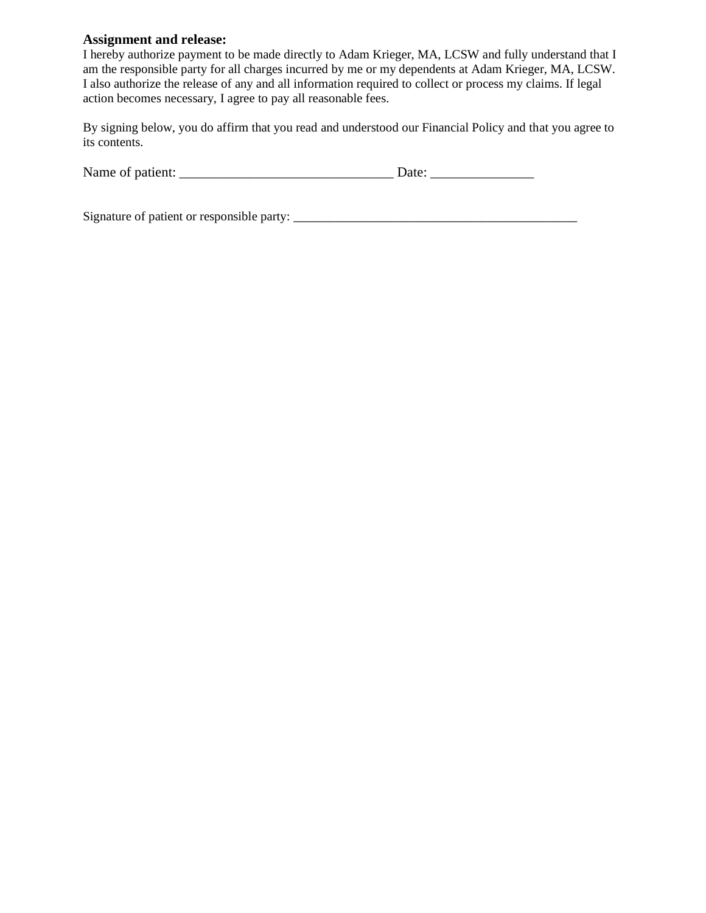**Assignment and release:**
I hereby authorize payment to be made directly to Adam Krieger, MA, LCSW and fully understand that I am the responsible party for all charges incurred by me or my dependents at Adam Krieger, MA, LCSW. I also authorize the release of any and all information required to collect or process my claims. If legal action becomes necessary, I agree to pay all reasonable fees.

By signing below, you do affirm that you read and understood our Financial Policy and that you agree to its contents.

Name of patient: _______________________________ Date: _______________

Signature of patient or responsible party: ____________________________________________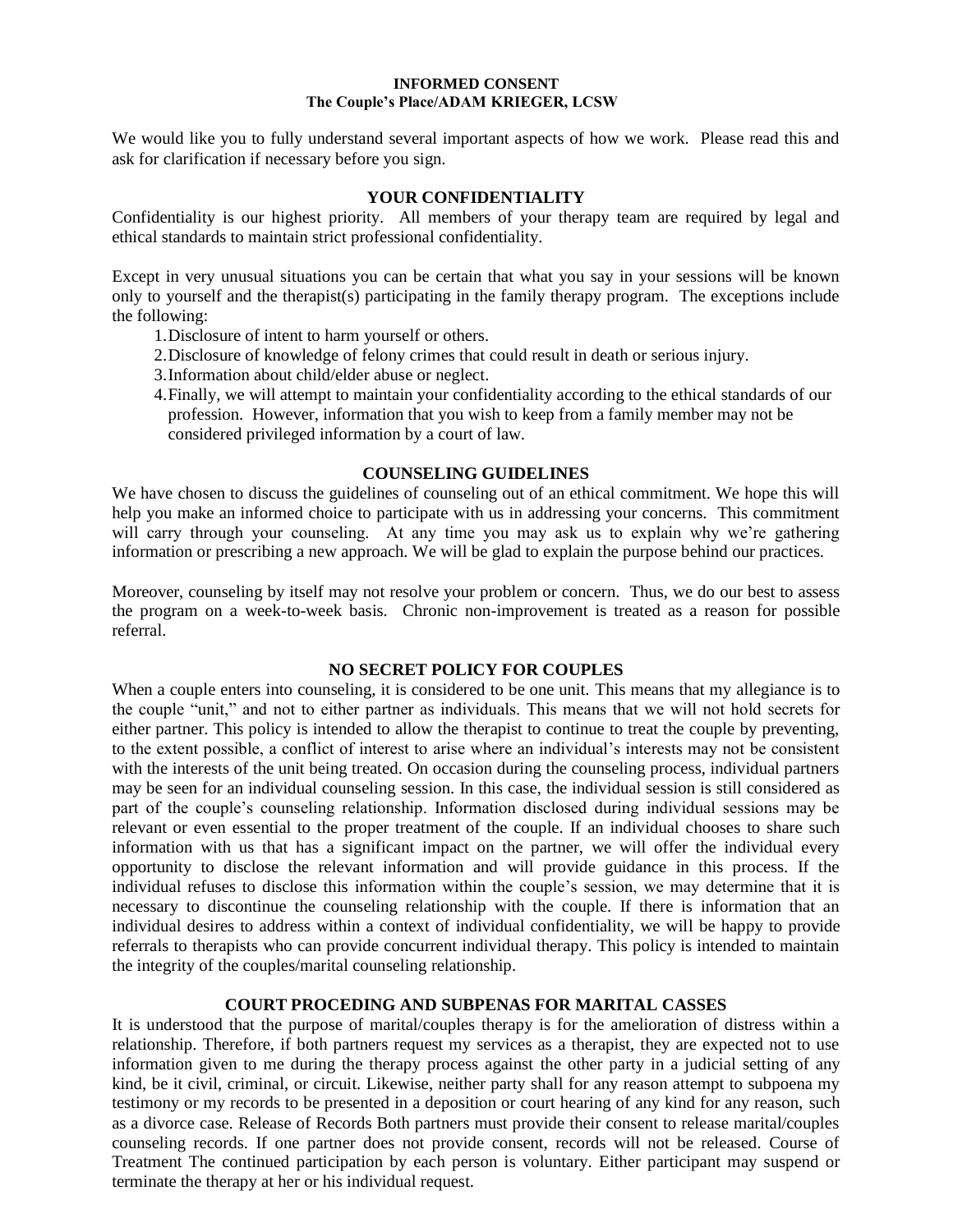**INFORMED CONSENT**
**The Couple's Place/ADAM KRIEGER, LCSW**

We would like you to fully understand several important aspects of how we work. Please read this and ask for clarification if necessary before you sign.

## YOUR CONFIDENTIALITY

Confidentiality is our highest priority. All members of your therapy team are required by legal and ethical standards to maintain strict professional confidentiality.

Except in very unusual situations you can be certain that what you say in your sessions will be known only to yourself and the therapist(s) participating in the family therapy program. The exceptions include the following:

1. Disclosure of intent to harm yourself or others.
2. Disclosure of knowledge of felony crimes that could result in death or serious injury.
3. Information about child/elder abuse or neglect.
4. Finally, we will attempt to maintain your confidentiality according to the ethical standards of our profession. However, information that you wish to keep from a family member may not be considered privileged information by a court of law.

## COUNSELING GUIDELINES

We have chosen to discuss the guidelines of counseling out of an ethical commitment. We hope this will help you make an informed choice to participate with us in addressing your concerns. This commitment will carry through your counseling. At any time you may ask us to explain why we're gathering information or prescribing a new approach. We will be glad to explain the purpose behind our practices.

Moreover, counseling by itself may not resolve your problem or concern. Thus, we do our best to assess the program on a week-to-week basis. Chronic non-improvement is treated as a reason for possible referral.

## NO SECRET POLICY FOR COUPLES

When a couple enters into counseling, it is considered to be one unit. This means that my allegiance is to the couple "unit," and not to either partner as individuals. This means that we will not hold secrets for either partner. This policy is intended to allow the therapist to continue to treat the couple by preventing, to the extent possible, a conflict of interest to arise where an individual's interests may not be consistent with the interests of the unit being treated. On occasion during the counseling process, individual partners may be seen for an individual counseling session. In this case, the individual session is still considered as part of the couple's counseling relationship. Information disclosed during individual sessions may be relevant or even essential to the proper treatment of the couple. If an individual chooses to share such information with us that has a significant impact on the partner, we will offer the individual every opportunity to disclose the relevant information and will provide guidance in this process. If the individual refuses to disclose this information within the couple's session, we may determine that it is necessary to discontinue the counseling relationship with the couple. If there is information that an individual desires to address within a context of individual confidentiality, we will be happy to provide referrals to therapists who can provide concurrent individual therapy. This policy is intended to maintain the integrity of the couples/marital counseling relationship.

## COURT PROCEDING AND SUBPENAS FOR MARITAL CASSES

It is understood that the purpose of marital/couples therapy is for the amelioration of distress within a relationship. Therefore, if both partners request my services as a therapist, they are expected not to use information given to me during the therapy process against the other party in a judicial setting of any kind, be it civil, criminal, or circuit. Likewise, neither party shall for any reason attempt to subpoena my testimony or my records to be presented in a deposition or court hearing of any kind for any reason, such as a divorce case. Release of Records Both partners must provide their consent to release marital/couples counseling records. If one partner does not provide consent, records will not be released. Course of Treatment The continued participation by each person is voluntary. Either participant may suspend or terminate the therapy at her or his individual request.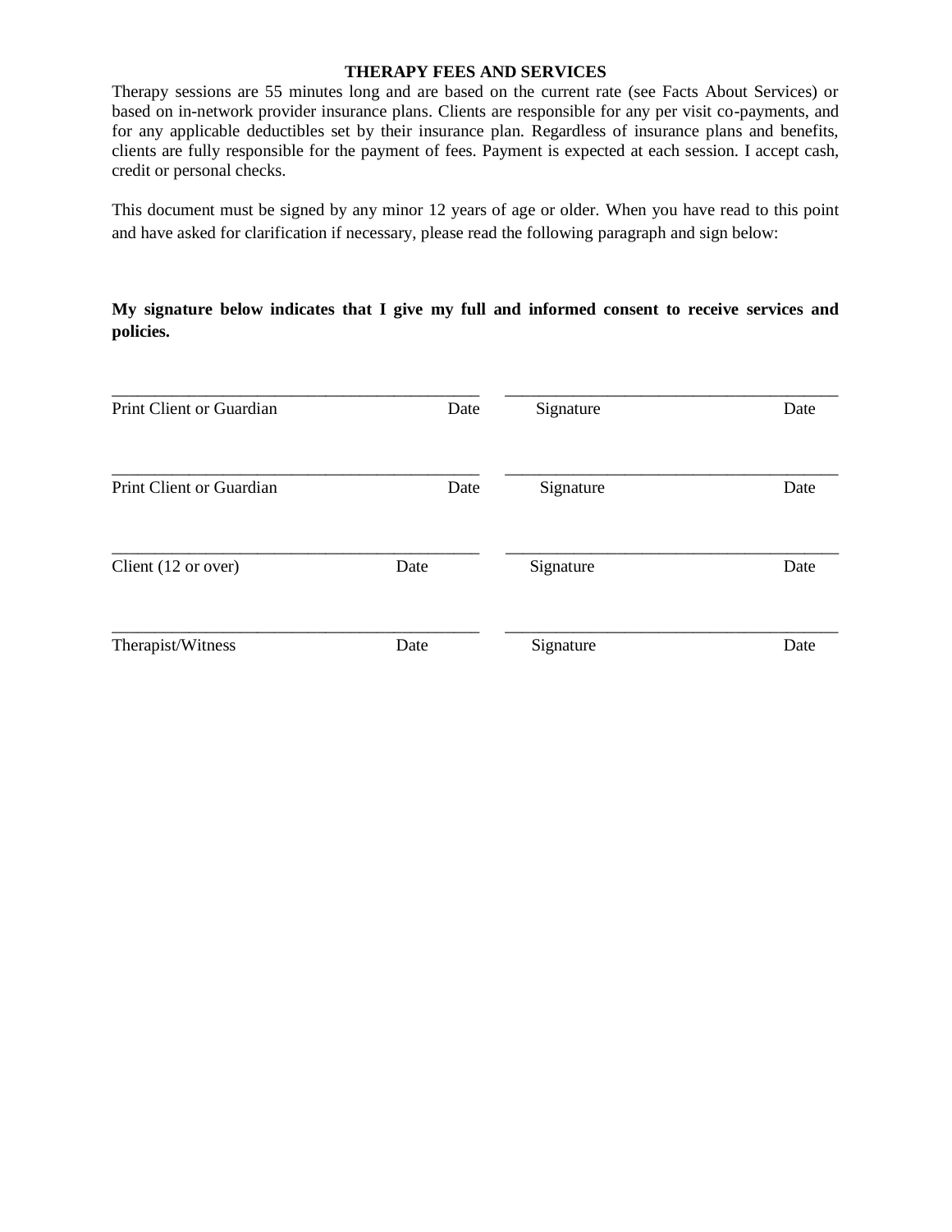## THERAPY FEES AND SERVICES

Therapy sessions are 55 minutes long and are based on the current rate (see Facts About Services) or based on in-network provider insurance plans. Clients are responsible for any per visit co-payments, and for any applicable deductibles set by their insurance plan. Regardless of insurance plans and benefits, clients are fully responsible for the payment of fees. Payment is expected at each session. I accept cash, credit or personal checks.

This document must be signed by any minor 12 years of age or older. When you have read to this point and have asked for clarification if necessary, please read the following paragraph and sign below:

**My signature below indicates that I give my full and informed consent to receive services and policies.**

______________________________________________ ________________________________________
Print Client or Guardian Date Signature Date

______________________________________________ ________________________________________
Print Client or Guardian Date Signature Date

______________________________________________ ________________________________________
Client (12 or over) Date Signature Date

______________________________________________ ________________________________________
Therapist/Witness Date Signature Date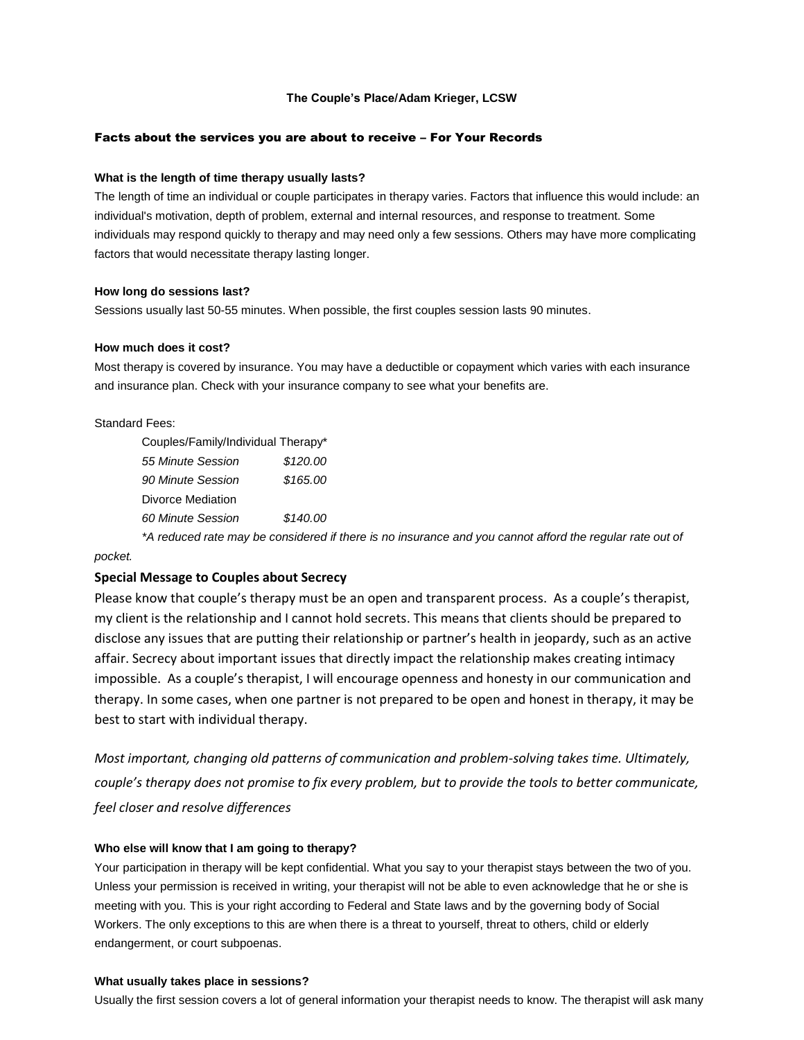**The Couple's Place/Adam Krieger, LCSW**

## Facts about the services you are about to receive – For Your Records

**What is the length of time therapy usually lasts?**

The length of time an individual or couple participates in therapy varies. Factors that influence this would include: an individual's motivation, depth of problem, external and internal resources, and response to treatment. Some individuals may respond quickly to therapy and may need only a few sessions. Others may have more complicating factors that would necessitate therapy lasting longer.

**How long do sessions last?**

Sessions usually last 50-55 minutes. When possible, the first couples session lasts 90 minutes.

**How much does it cost?**

Most therapy is covered by insurance. You may have a deductible or copayment which varies with each insurance and insurance plan. Check with your insurance company to see what your benefits are.

Standard Fees:

Couples/Family/Individual Therapy*

*55 Minute Session* *$120.00*

*90 Minute Session* *$165.00*

Divorce Mediation

*60 Minute Session* *$140.00*

**A reduced rate may be considered if there is no insurance and you cannot afford the regular rate out of pocket.*

### Special Message to Couples about Secrecy

Please know that couple's therapy must be an open and transparent process. As a couple's therapist, my client is the relationship and I cannot hold secrets. This means that clients should be prepared to disclose any issues that are putting their relationship or partner's health in jeopardy, such as an active affair. Secrecy about important issues that directly impact the relationship makes creating intimacy impossible. As a couple's therapist, I will encourage openness and honesty in our communication and therapy. In some cases, when one partner is not prepared to be open and honest in therapy, it may be best to start with individual therapy.

*Most important, changing old patterns of communication and problem-solving takes time. Ultimately, couple's therapy does not promise to fix every problem, but to provide the tools to better communicate, feel closer and resolve differences*

**Who else will know that I am going to therapy?**

Your participation in therapy will be kept confidential. What you say to your therapist stays between the two of you. Unless your permission is received in writing, your therapist will not be able to even acknowledge that he or she is meeting with you. This is your right according to Federal and State laws and by the governing body of Social Workers. The only exceptions to this are when there is a threat to yourself, threat to others, child or elderly endangerment, or court subpoenas.

**What usually takes place in sessions?**

Usually the first session covers a lot of general information your therapist needs to know. The therapist will ask many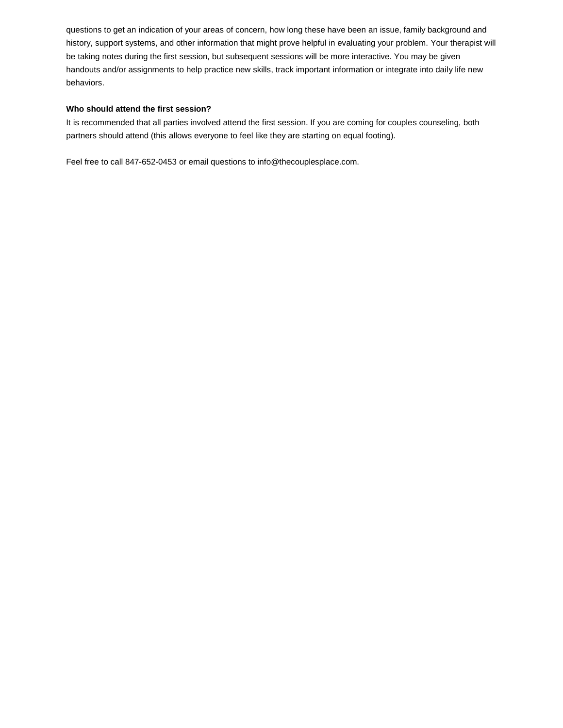questions to get an indication of your areas of concern, how long these have been an issue, family background and history, support systems, and other information that might prove helpful in evaluating your problem. Your therapist will be taking notes during the first session, but subsequent sessions will be more interactive. You may be given handouts and/or assignments to help practice new skills, track important information or integrate into daily life new behaviors.

**Who should attend the first session?**

It is recommended that all parties involved attend the first session. If you are coming for couples counseling, both partners should attend (this allows everyone to feel like they are starting on equal footing).

Feel free to call 847-652-0453 or email questions to info@thecouplesplace.com.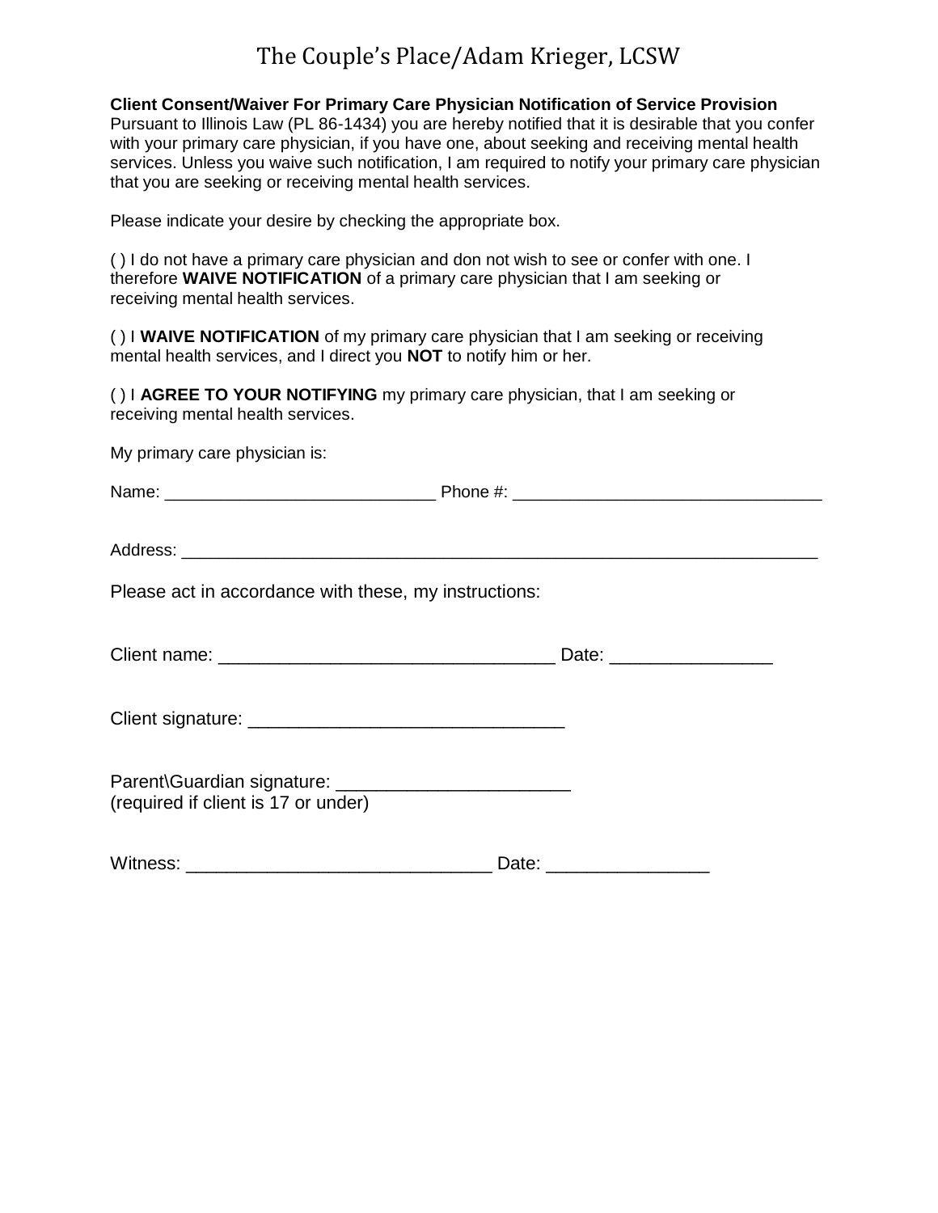# The Couple's Place/Adam Krieger, LCSW

**Client Consent/Waiver For Primary Care Physician Notification of Service Provision**
Pursuant to Illinois Law (PL 86-1434) you are hereby notified that it is desirable that you confer with your primary care physician, if you have one, about seeking and receiving mental health services. Unless you waive such notification, I am required to notify your primary care physician that you are seeking or receiving mental health services.

Please indicate your desire by checking the appropriate box.

( ) I do not have a primary care physician and don not wish to see or confer with one. I therefore **WAIVE NOTIFICATION** of a primary care physician that I am seeking or receiving mental health services.

( ) I **WAIVE NOTIFICATION** of my primary care physician that I am seeking or receiving mental health services, and I direct you **NOT** to notify him or her.

( ) I **AGREE TO YOUR NOTIFYING** my primary care physician, that I am seeking or receiving mental health services.

My primary care physician is:

Name: ____________________________ Phone #: ________________________________

Address: ____________________________________________________________________

Please act in accordance with these, my instructions:

Client name: _________________________________ Date: ________________

Client signature: _______________________________

Parent\Guardian signature: ______________________
(required if client is 17 or under)

Witness: ______________________________ Date: ________________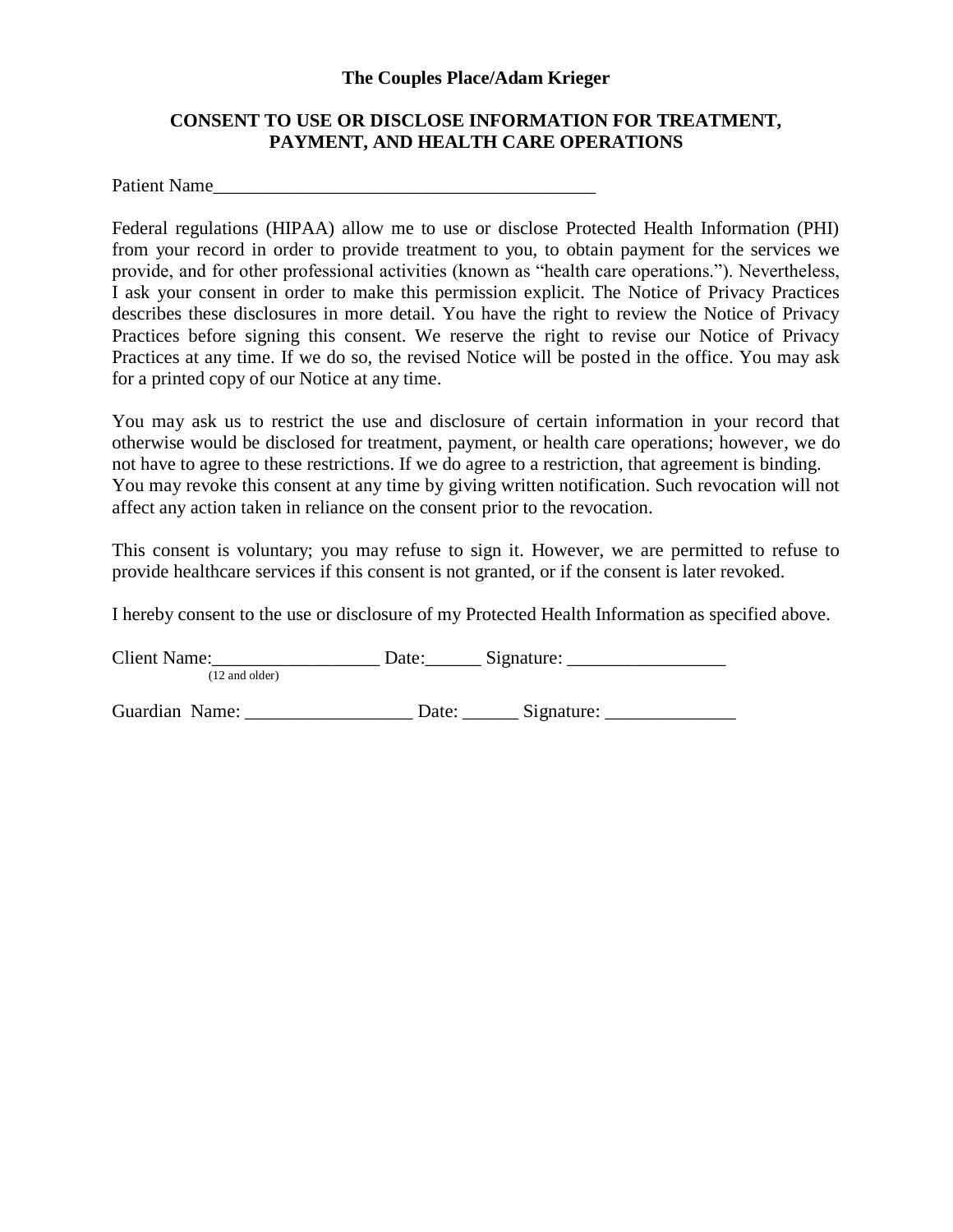**The Couples Place/Adam Krieger**

**CONSENT TO USE OR DISCLOSE INFORMATION FOR TREATMENT, PAYMENT, AND HEALTH CARE OPERATIONS**

Patient Name_________________________________________

Federal regulations (HIPAA) allow me to use or disclose Protected Health Information (PHI) from your record in order to provide treatment to you, to obtain payment for the services we provide, and for other professional activities (known as "health care operations."). Nevertheless, I ask your consent in order to make this permission explicit. The Notice of Privacy Practices describes these disclosures in more detail. You have the right to review the Notice of Privacy Practices before signing this consent. We reserve the right to revise our Notice of Privacy Practices at any time. If we do so, the revised Notice will be posted in the office. You may ask for a printed copy of our Notice at any time.

You may ask us to restrict the use and disclosure of certain information in your record that otherwise would be disclosed for treatment, payment, or health care operations; however, we do not have to agree to these restrictions. If we do agree to a restriction, that agreement is binding. You may revoke this consent at any time by giving written notification. Such revocation will not affect any action taken in reliance on the consent prior to the revocation.

This consent is voluntary; you may refuse to sign it. However, we are permitted to refuse to provide healthcare services if this consent is not granted, or if the consent is later revoked.

I hereby consent to the use or disclosure of my Protected Health Information as specified above.

Client Name:__________________ Date:______ Signature: _________________
(12 and older)

Guardian Name: __________________ Date: ______ Signature: ______________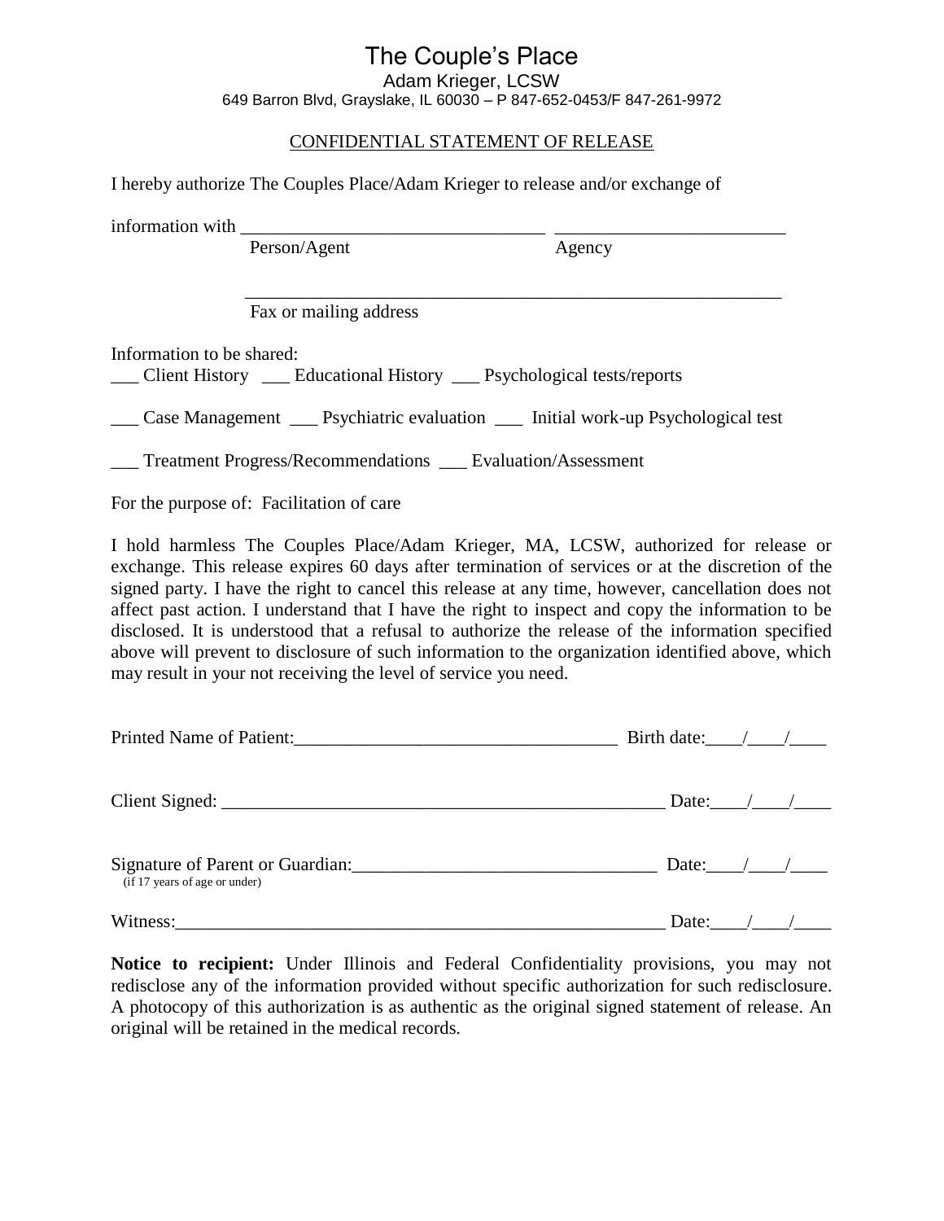# The Couple's Place

Adam Krieger, LCSW

649 Barron Blvd, Grayslake, IL 60030 – P 847-652-0453/F 847-261-9972

## CONFIDENTIAL STATEMENT OF RELEASE

I hereby authorize The Couples Place/Adam Krieger to release and/or exchange of

information with _________________________________ _________________________

Person/Agent Agency

___________________________________________________________

Fax or mailing address

Information to be shared:

___ Client History ___ Educational History ___ Psychological tests/reports

___ Case Management ___ Psychiatric evaluation ___ Initial work-up Psychological test

___ Treatment Progress/Recommendations ___ Evaluation/Assessment

For the purpose of: Facilitation of care

I hold harmless The Couples Place/Adam Krieger, MA, LCSW, authorized for release or exchange. This release expires 60 days after termination of services or at the discretion of the signed party. I have the right to cancel this release at any time, however, cancellation does not affect past action. I understand that I have the right to inspect and copy the information to be disclosed. It is understood that a refusal to authorize the release of the information specified above will prevent to disclosure of such information to the organization identified above, which may result in your not receiving the level of service you need.

Printed Name of Patient:___________________________________ Birth date:____/____/____

Client Signed: ________________________________________________ Date:____/____/____

Signature of Parent or Guardian:________________________________ Date:____/____/____
(if 17 years of age or under)

Witness:_______________________________________________________ Date:____/____/____

**Notice to recipient:** Under Illinois and Federal Confidentiality provisions, you may not redisclose any of the information provided without specific authorization for such redisclosure. A photocopy of this authorization is as authentic as the original signed statement of release. An original will be retained in the medical records.